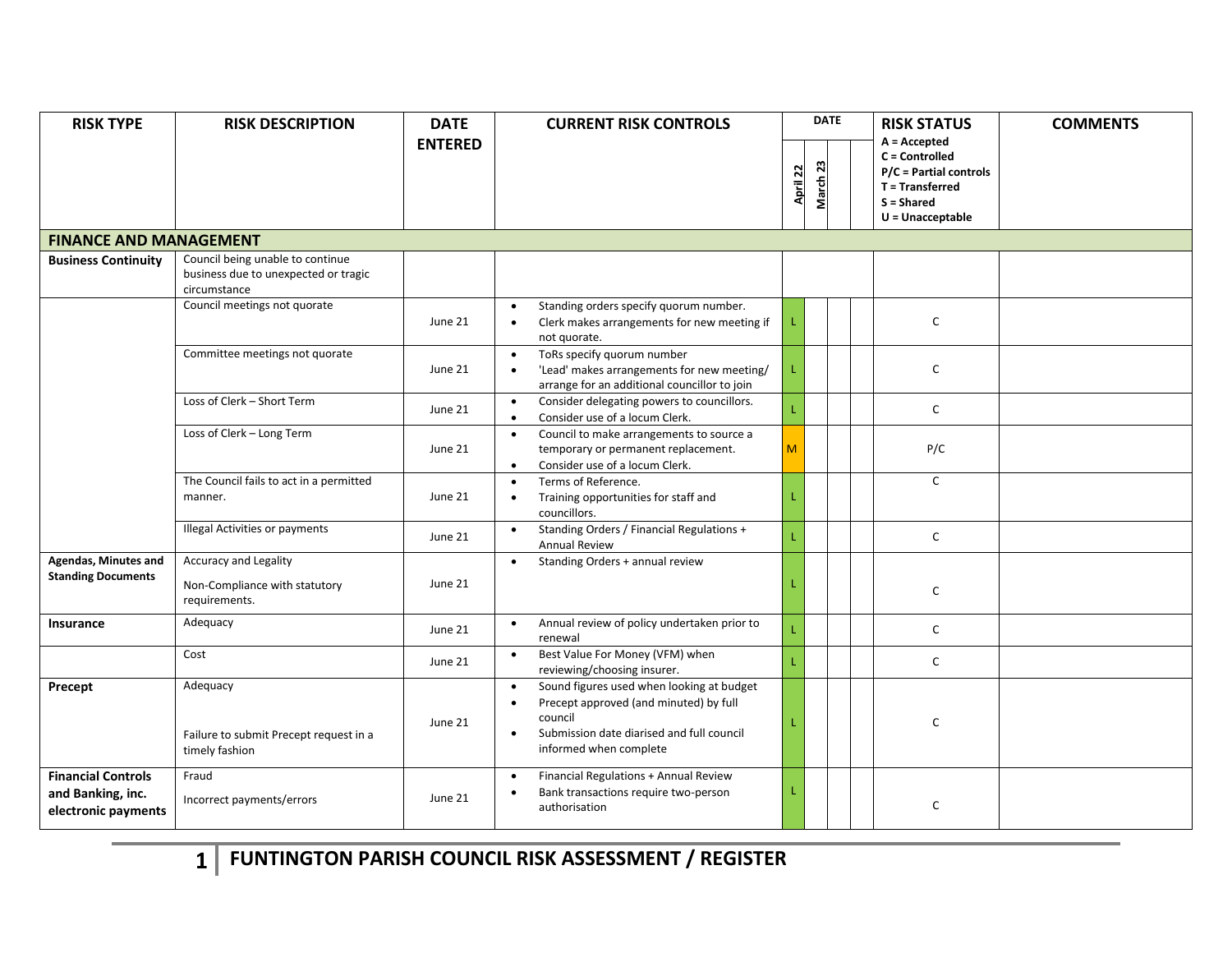| RISK TYPE | RISK DESCRIPTION | DATE ENTERED | CURRENT RISK CONTROLS | DATE | | | | RISK STATUS A = Accepted C = Controlled P/C = Partial controls T = Transferred S = Shared U = Unacceptable | COMMENTS |
|---|---|---|---|---|---|---|---|---|---|
| | | | | April 22 | March 23 | | | | |
| **FINANCE AND MANAGEMENT** | | | | | | | | | |
| **Business Continuity** | Council being unable to continue business due to unexpected or tragic circumstance | | | | | | | | |
| | Council meetings not quorate | June 21 | • Standing orders specify quorum number. • Clerk makes arrangements for new meeting if not quorate. | L | | | | C | |
| | Committee meetings not quorate | June 21 | • ToRs specify quorum number • 'Lead' makes arrangements for new meeting/ arrange for an additional councillor to join | L | | | | C | |
| | Loss of Clerk – Short Term | June 21 | • Consider delegating powers to councillors. • Consider use of a locum Clerk. | L | | | | C | |
| | Loss of Clerk – Long Term | June 21 | • Council to make arrangements to source a temporary or permanent replacement. • Consider use of a locum Clerk. | M | | | | P/C | |
| | The Council fails to act in a permitted manner. | June 21 | • Terms of Reference. • Training opportunities for staff and councillors. | L | | | | C | |
| | Illegal Activities or payments | June 21 | • Standing Orders / Financial Regulations + Annual Review | L | | | | C | |
| **Agendas, Minutes and Standing Documents** | Accuracy and Legality<br><br>Non-Compliance with statutory requirements. | June 21 | • Standing Orders + annual review | L | | | | C | |
| **Insurance** | Adequacy | June 21 | • Annual review of policy undertaken prior to renewal | L | | | | C | |
| | Cost | June 21 | • Best Value For Money (VFM) when reviewing/choosing insurer. | L | | | | C | |
| **Precept** | Adequacy<br><br>Failure to submit Precept request in a timely fashion | June 21 | • Sound figures used when looking at budget • Precept approved (and minuted) by full council • Submission date diarised and full council informed when complete | L | | | | C | |
| **Financial Controls and Banking, inc. electronic payments** | Fraud<br><br>Incorrect payments/errors | June 21 | • Financial Regulations + Annual Review • Bank transactions require two-person authorisation | L | | | | C | |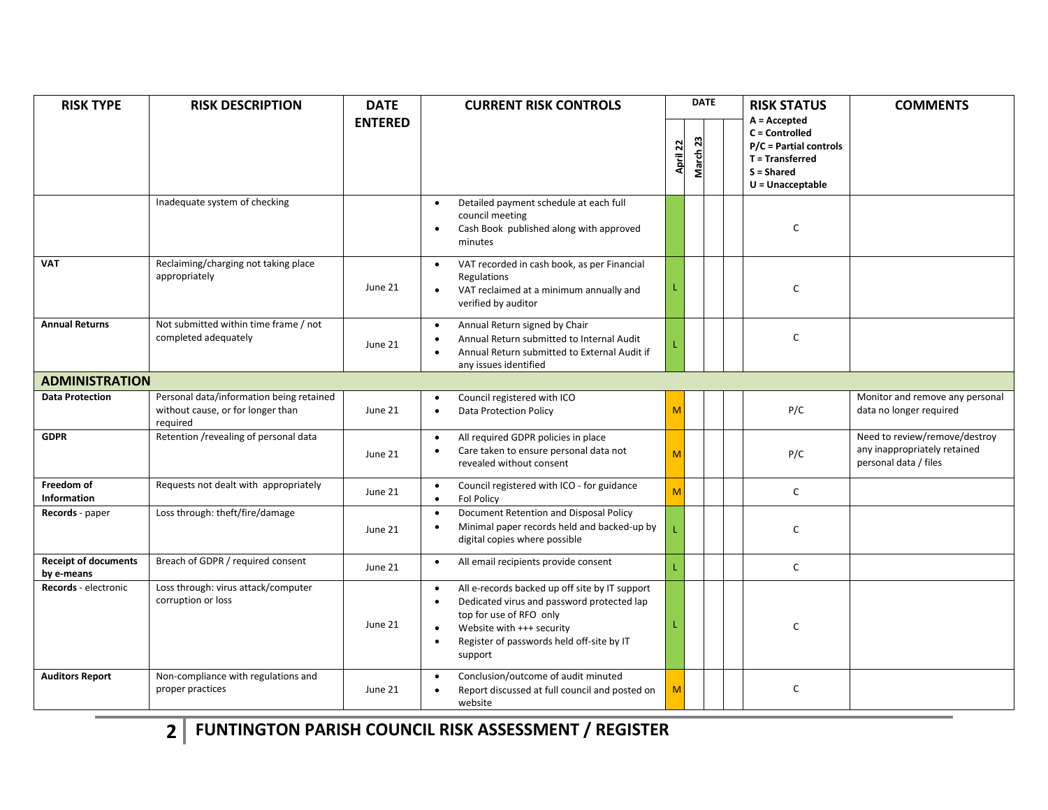| RISK TYPE | RISK DESCRIPTION | DATE ENTERED | CURRENT RISK CONTROLS | DATE | | | | RISK STATUS<br>A = Accepted<br>C = Controlled<br>P/C = Partial controls<br>T = Transferred<br>S = Shared<br>U = Unacceptable | COMMENTS |
|---|---|---|---|---|---|---|---|---|---|
| | | | | April 22 | March 23 | | | | |
| | Inadequate system of checking | | • Detailed payment schedule at each full council meeting<br>• Cash Book published along with approved minutes | | | | | C | |
| **VAT** | Reclaiming/charging not taking place appropriately | June 21 | • VAT recorded in cash book, as per Financial Regulations<br>• VAT reclaimed at a minimum annually and verified by auditor | L | | | | C | |
| **Annual Returns** | Not submitted within time frame / not completed adequately | June 21 | • Annual Return signed by Chair<br>• Annual Return submitted to Internal Audit<br>• Annual Return submitted to External Audit if any issues identified | L | | | | C | |
| **ADMINISTRATION** | | | | | | | | | |
| **Data Protection** | Personal data/information being retained without cause, or for longer than required | June 21 | • Council registered with ICO<br>• Data Protection Policy | M | | | | P/C | Monitor and remove any personal data no longer required |
| **GDPR** | Retention /revealing of personal data | June 21 | • All required GDPR policies in place<br>• Care taken to ensure personal data not revealed without consent | M | | | | P/C | Need to review/remove/destroy any inappropriately retained personal data / files |
| **Freedom of Information** | Requests not dealt with appropriately | June 21 | • Council registered with ICO - for guidance<br>• FoI Policy | M | | | | C | |
| **Records** - paper | Loss through: theft/fire/damage | June 21 | • Document Retention and Disposal Policy<br>• Minimal paper records held and backed-up by digital copies where possible | L | | | | C | |
| **Receipt of documents by e-means** | Breach of GDPR / required consent | June 21 | • All email recipients provide consent | L | | | | C | |
| **Records** - electronic | Loss through: virus attack/computer corruption or loss | June 21 | • All e-records backed up off site by IT support<br>• Dedicated virus and password protected lap top for use of RFO only<br>• Website with +++ security<br>• Register of passwords held off-site by IT support | L | | | | C | |
| **Auditors Report** | Non-compliance with regulations and proper practices | June 21 | • Conclusion/outcome of audit minuted<br>• Report discussed at full council and posted on website | M | | | | C | |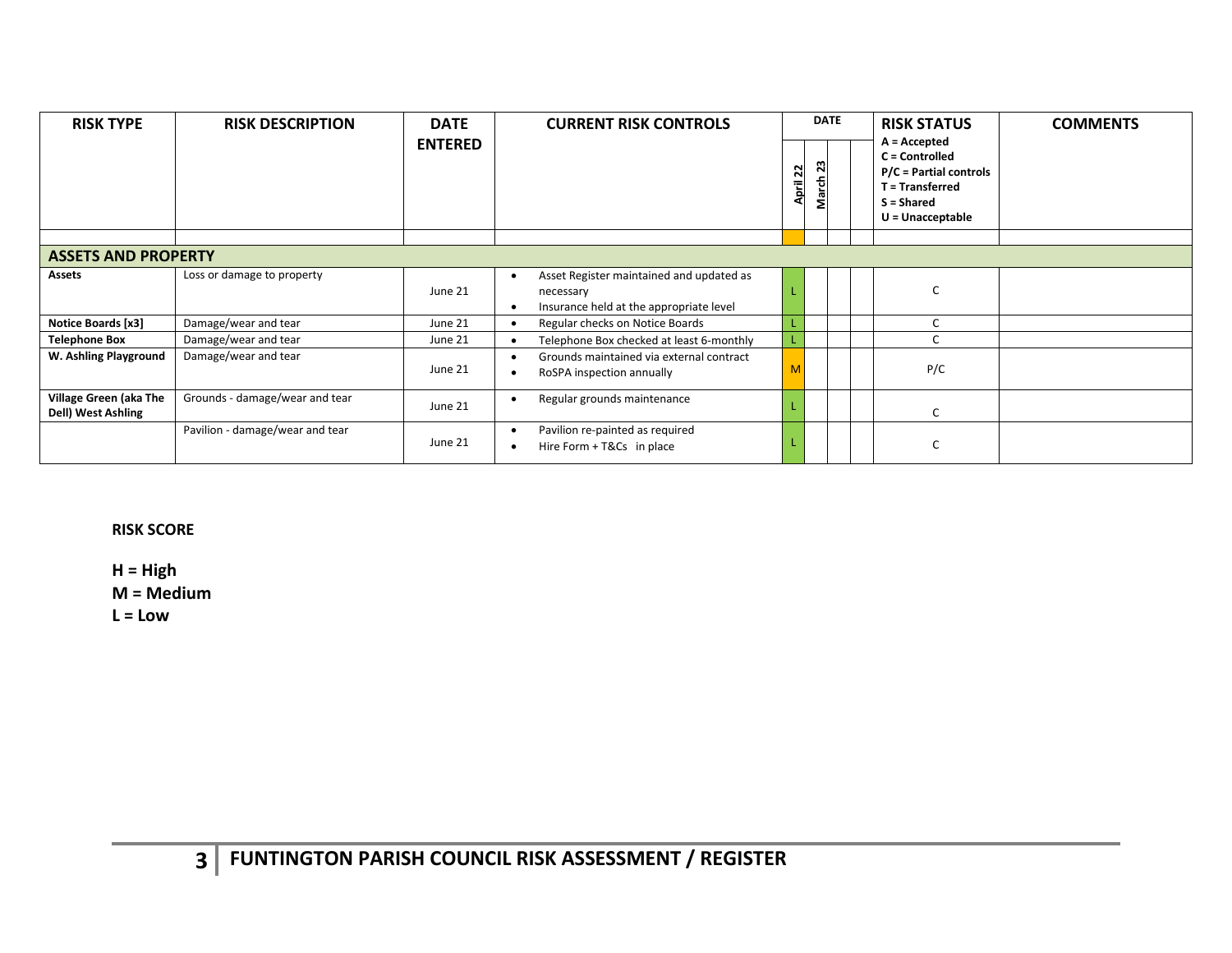| RISK TYPE | RISK DESCRIPTION | DATE ENTERED | CURRENT RISK CONTROLS | DATE | | | | RISK STATUS A = Accepted C = Controlled P/C = Partial controls T = Transferred S = Shared U = Unacceptable | COMMENTS |
|---|---|---|---|---|---|---|---|---|---|
| | | | | April 22 | March 23 | | | | |
| | | | | | | | | | |
| **ASSETS AND PROPERTY** | | | | | | | | | |
| **Assets** | Loss or damage to property | June 21 | • Asset Register maintained and updated as necessary<br>• Insurance held at the appropriate level | L | | | | C | |
| **Notice Boards [x3]** | Damage/wear and tear | June 21 | • Regular checks on Notice Boards | L | | | | C | |
| **Telephone Box** | Damage/wear and tear | June 21 | • Telephone Box checked at least 6-monthly | L | | | | C | |
| **W. Ashling Playground** | Damage/wear and tear | June 21 | • Grounds maintained via external contract<br>• RoSPA inspection annually | M | | | | P/C | |
| **Village Green (aka The Dell) West Ashling** | Grounds - damage/wear and tear | June 21 | • Regular grounds maintenance | L | | | | C | |
| | Pavilion - damage/wear and tear | June 21 | • Pavilion re-painted as required<br>• Hire Form + T&Cs in place | L | | | | C | |

**RISK SCORE**

**H = High**
**M = Medium**
**L = Low**